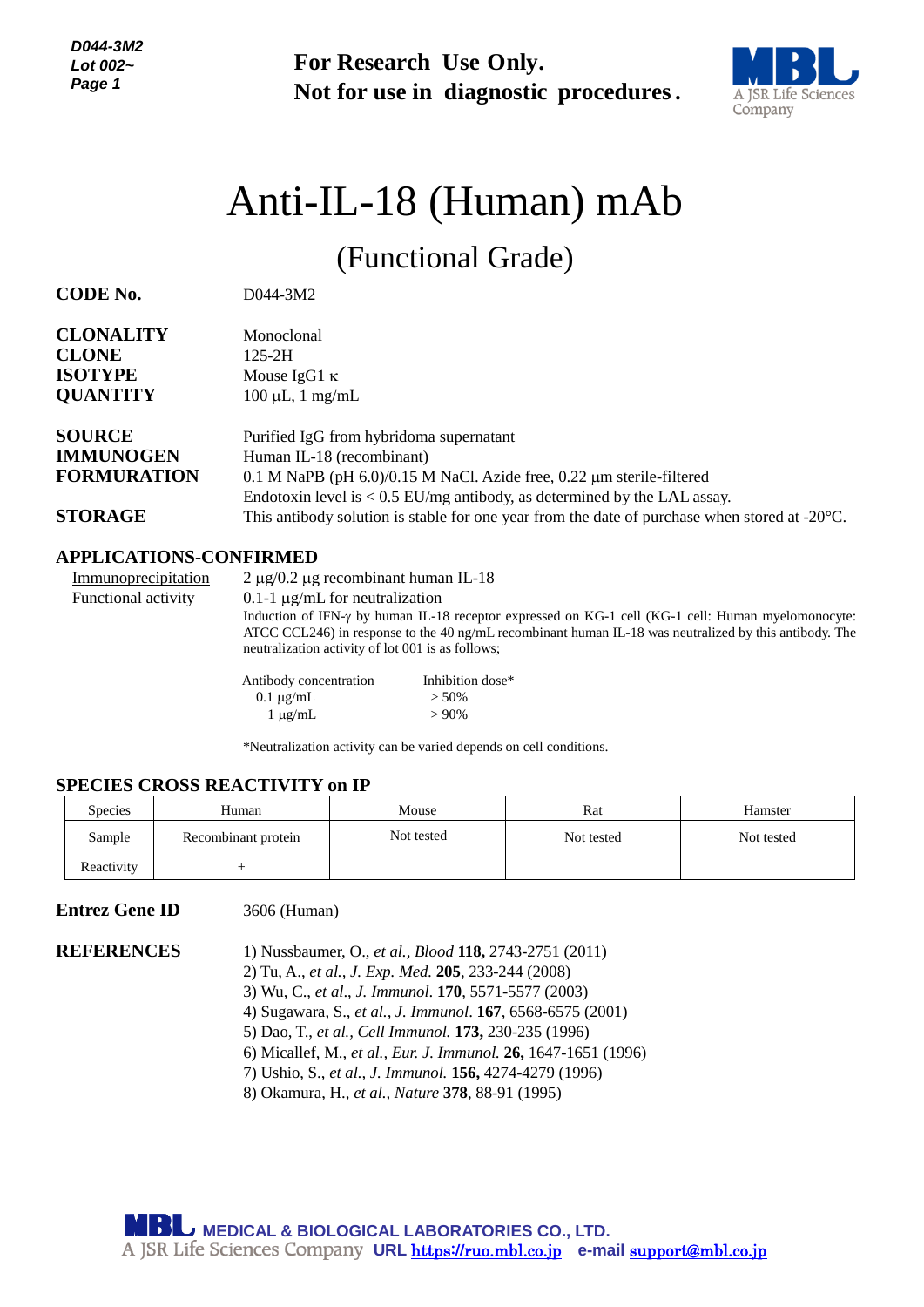For Research Use Only.
Not for use in diagnostic procedures.

# Anti-IL-18 (Human) mAb

## (Functional Grade)

**CODE No.** D044-3M2

**CLONALITY** Monoclonal
**CLONE** 125-2H
**ISOTYPE** Mouse IgG1 κ
**QUANTITY** 100 µL, 1 mg/mL

**SOURCE** Purified IgG from hybridoma supernatant
**IMMUNOGEN** Human IL-18 (recombinant)
**FORMURATION** 0.1 M NaPB (pH 6.0)/0.15 M NaCl. Azide free, 0.22 µm sterile-filtered
Endotoxin level is < 0.5 EU/mg antibody, as determined by the LAL assay.
**STORAGE** This antibody solution is stable for one year from the date of purchase when stored at -20°C.

## APPLICATIONS-CONFIRMED

Immunoprecipitation 2 µg/0.2 µg recombinant human IL-18

Functional activity 0.1-1 µg/mL for neutralization

Induction of IFN-γ by human IL-18 receptor expressed on KG-1 cell (KG-1 cell: Human myelomonocyte: ATCC CCL246) in response to the 40 ng/mL recombinant human IL-18 was neutralized by this antibody. The neutralization activity of lot 001 is as follows;

| Antibody concentration | Inhibition dose* |
|---|---|
| 0.1 µg/mL | > 50% |
| 1 µg/mL | > 90% |

*Neutralization activity can be varied depends on cell conditions.

## SPECIES CROSS REACTIVITY on IP

| Species | Human | Mouse | Rat | Hamster |
|---|---|---|---|---|
| Sample | Recombinant protein | Not tested | Not tested | Not tested |
| Reactivity | + | | | |

**Entrez Gene ID** 3606 (Human)

**REFERENCES**

1) Nussbaumer, O., *et al., Blood* **118,** 2743-2751 (2011)
2) Tu, A., *et al., J. Exp. Med.* **205**, 233-244 (2008)
3) Wu, C., *et al., J. Immunol.* **170**, 5571-5577 (2003)
4) Sugawara, S., *et al., J. Immunol*. **167**, 6568-6575 (2001)
5) Dao, T., *et al., Cell Immunol.* **173,** 230-235 (1996)
6) Micallef, M., *et al., Eur. J. Immunol.* **26,** 1647-1651 (1996)
7) Ushio, S., *et al., J. Immunol.* **156,** 4274-4279 (1996)
8) Okamura, H., *et al., Nature* **378**, 88-91 (1995)

MEDICAL & BIOLOGICAL LABORATORIES CO., LTD.
A JSR Life Sciences Company URL https://ruo.mbl.co.jp e-mail support@mbl.co.jp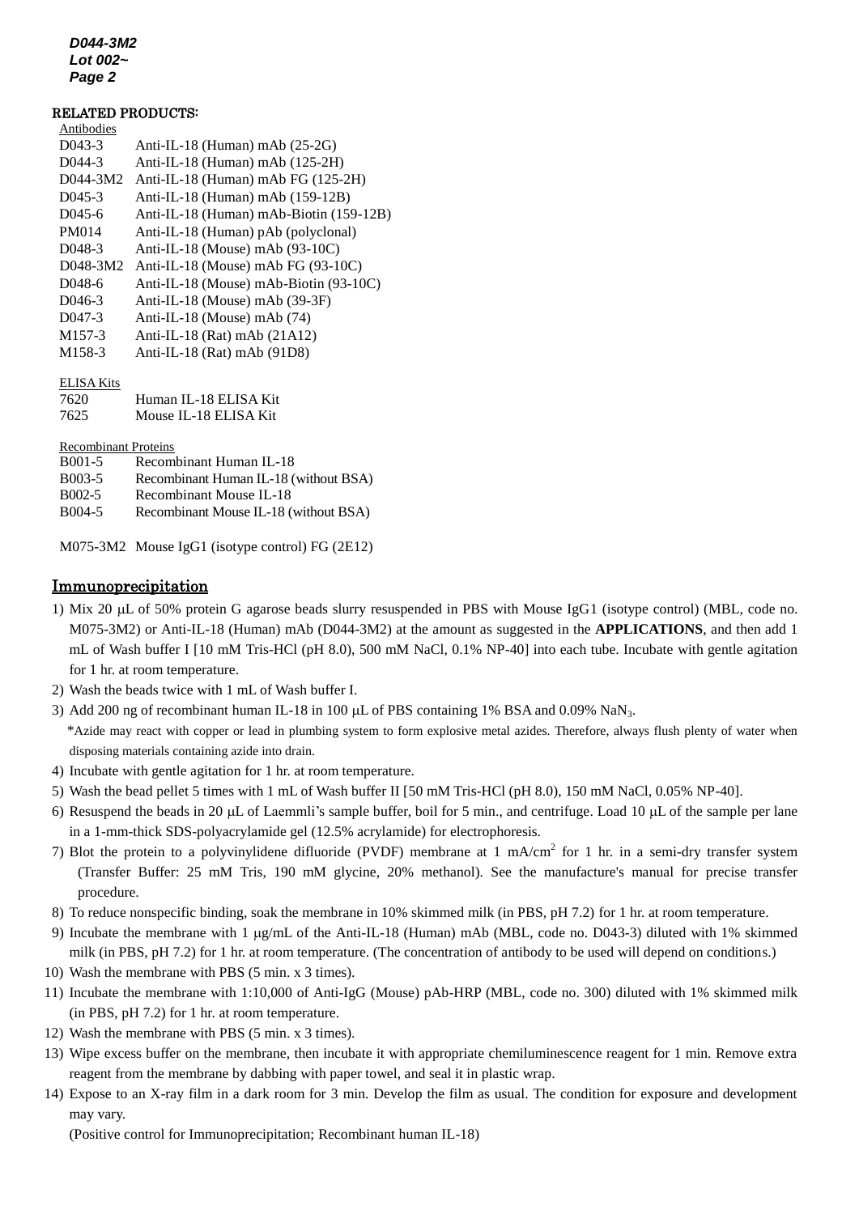## RELATED PRODUCTS:

Antibodies

| | |
|---|---|
| D043-3 | Anti-IL-18 (Human) mAb (25-2G) |
| D044-3 | Anti-IL-18 (Human) mAb (125-2H) |
| D044-3M2 | Anti-IL-18 (Human) mAb FG (125-2H) |
| D045-3 | Anti-IL-18 (Human) mAb (159-12B) |
| D045-6 | Anti-IL-18 (Human) mAb-Biotin (159-12B) |
| PM014 | Anti-IL-18 (Human) pAb (polyclonal) |
| D048-3 | Anti-IL-18 (Mouse) mAb (93-10C) |
| D048-3M2 | Anti-IL-18 (Mouse) mAb FG (93-10C) |
| D048-6 | Anti-IL-18 (Mouse) mAb-Biotin (93-10C) |
| D046-3 | Anti-IL-18 (Mouse) mAb (39-3F) |
| D047-3 | Anti-IL-18 (Mouse) mAb (74) |
| M157-3 | Anti-IL-18 (Rat) mAb (21A12) |
| M158-3 | Anti-IL-18 (Rat) mAb (91D8) |

ELISA Kits

| | |
|---|---|
| 7620 | Human IL-18 ELISA Kit |
| 7625 | Mouse IL-18 ELISA Kit |

Recombinant Proteins

| | |
|---|---|
| B001-5 | Recombinant Human IL-18 |
| B003-5 | Recombinant Human IL-18 (without BSA) |
| B002-5 | Recombinant Mouse IL-18 |
| B004-5 | Recombinant Mouse IL-18 (without BSA) |

M075-3M2 Mouse IgG1 (isotype control) FG (2E12)

## Immunoprecipitation

1) Mix 20 μL of 50% protein G agarose beads slurry resuspended in PBS with Mouse IgG1 (isotype control) (MBL, code no. M075-3M2) or Anti-IL-18 (Human) mAb (D044-3M2) at the amount as suggested in the **APPLICATIONS**, and then add 1 mL of Wash buffer I [10 mM Tris-HCl (pH 8.0), 500 mM NaCl, 0.1% NP-40] into each tube. Incubate with gentle agitation for 1 hr. at room temperature.
2) Wash the beads twice with 1 mL of Wash buffer I.
3) Add 200 ng of recombinant human IL-18 in 100 μL of PBS containing 1% BSA and 0.09% $NaN_3$.
   *Azide may react with copper or lead in plumbing system to form explosive metal azides. Therefore, always flush plenty of water when disposing materials containing azide into drain.
4) Incubate with gentle agitation for 1 hr. at room temperature.
5) Wash the bead pellet 5 times with 1 mL of Wash buffer II [50 mM Tris-HCl (pH 8.0), 150 mM NaCl, 0.05% NP-40].
6) Resuspend the beads in 20 μL of Laemmli's sample buffer, boil for 5 min., and centrifuge. Load 10 μL of the sample per lane in a 1-mm-thick SDS-polyacrylamide gel (12.5% acrylamide) for electrophoresis.
7) Blot the protein to a polyvinylidene difluoride (PVDF) membrane at 1 mA/cm$^2$ for 1 hr. in a semi-dry transfer system (Transfer Buffer: 25 mM Tris, 190 mM glycine, 20% methanol). See the manufacture's manual for precise transfer procedure.
8) To reduce nonspecific binding, soak the membrane in 10% skimmed milk (in PBS, pH 7.2) for 1 hr. at room temperature.
9) Incubate the membrane with 1 μg/mL of the Anti-IL-18 (Human) mAb (MBL, code no. D043-3) diluted with 1% skimmed milk (in PBS, pH 7.2) for 1 hr. at room temperature. (The concentration of antibody to be used will depend on conditions.)
10) Wash the membrane with PBS (5 min. x 3 times).
11) Incubate the membrane with 1:10,000 of Anti-IgG (Mouse) pAb-HRP (MBL, code no. 300) diluted with 1% skimmed milk (in PBS, pH 7.2) for 1 hr. at room temperature.
12) Wash the membrane with PBS (5 min. x 3 times).
13) Wipe excess buffer on the membrane, then incubate it with appropriate chemiluminescence reagent for 1 min. Remove extra reagent from the membrane by dabbing with paper towel, and seal it in plastic wrap.
14) Expose to an X-ray film in a dark room for 3 min. Develop the film as usual. The condition for exposure and development may vary.
    (Positive control for Immunoprecipitation; Recombinant human IL-18)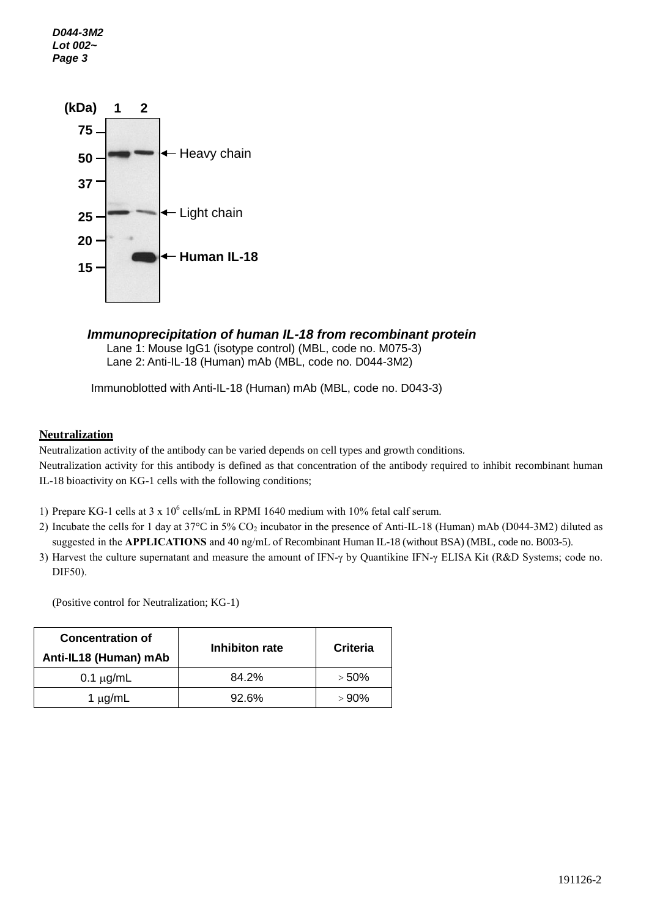(kDa) 1 2

75

50

37

25

20

15

Heavy chain

Light chain

Human IL-18

***Immunoprecipitation of human IL-18 from recombinant protein***

Lane 1: Mouse IgG1 (isotype control) (MBL, code no. M075-3)

Lane 2: Anti-IL-18 (Human) mAb (MBL, code no. D044-3M2)

Immunoblotted with Anti-IL-18 (Human) mAb (MBL, code no. D043-3)

## Neutralization

Neutralization activity of the antibody can be varied depends on cell types and growth conditions.

Neutralization activity for this antibody is defined as that concentration of the antibody required to inhibit recombinant human IL-18 bioactivity on KG-1 cells with the following conditions;

1) Prepare KG-1 cells at 3 x $10^6$ cells/mL in RPMI 1640 medium with 10% fetal calf serum.
2) Incubate the cells for 1 day at 37°C in 5% $CO_2$ incubator in the presence of Anti-IL-18 (Human) mAb (D044-3M2) diluted as suggested in the **APPLICATIONS** and 40 ng/mL of Recombinant Human IL-18 (without BSA) (MBL, code no. B003-5).
3) Harvest the culture supernatant and measure the amount of IFN-γ by Quantikine IFN-γ ELISA Kit (R&D Systems; code no. DIF50).

(Positive control for Neutralization; KG-1)

| Concentration of Anti-IL18 (Human) mAb | Inhibiton rate | Criteria |
|---|---|---|
| 0.1 μg/mL | 84.2% | > 50% |
| 1 μg/mL | 92.6% | > 90% |